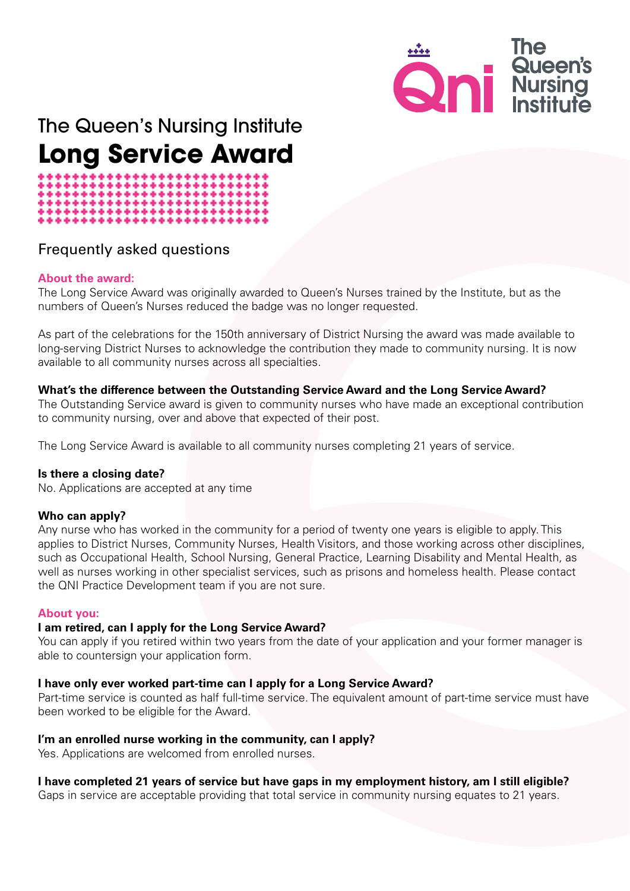The Queen's Nursing Institute

# Long Service Award

## Frequently asked questions

### About the award:

The Long Service Award was originally awarded to Queen's Nurses trained by the Institute, but as the numbers of Queen's Nurses reduced the badge was no longer requested.

As part of the celebrations for the 150th anniversary of District Nursing the award was made available to long-serving District Nurses to acknowledge the contribution they made to community nursing. It is now available to all community nurses across all specialties.

**What's the difference between the Outstanding Service Award and the Long Service Award?**

The Outstanding Service award is given to community nurses who have made an exceptional contribution to community nursing, over and above that expected of their post.

The Long Service Award is available to all community nurses completing 21 years of service.

**Is there a closing date?**

No. Applications are accepted at any time

**Who can apply?**

Any nurse who has worked in the community for a period of twenty one years is eligible to apply. This applies to District Nurses, Community Nurses, Health Visitors, and those working across other disciplines, such as Occupational Health, School Nursing, General Practice, Learning Disability and Mental Health, as well as nurses working in other specialist services, such as prisons and homeless health. Please contact the QNI Practice Development team if you are not sure.

### About you:

**I am retired, can I apply for the Long Service Award?**

You can apply if you retired within two years from the date of your application and your former manager is able to countersign your application form.

**I have only ever worked part-time can I apply for a Long Service Award?**

Part-time service is counted as half full-time service. The equivalent amount of part-time service must have been worked to be eligible for the Award.

**I'm an enrolled nurse working in the community, can I apply?**

Yes. Applications are welcomed from enrolled nurses.

**I have completed 21 years of service but have gaps in my employment history, am I still eligible?**

Gaps in service are acceptable providing that total service in community nursing equates to 21 years.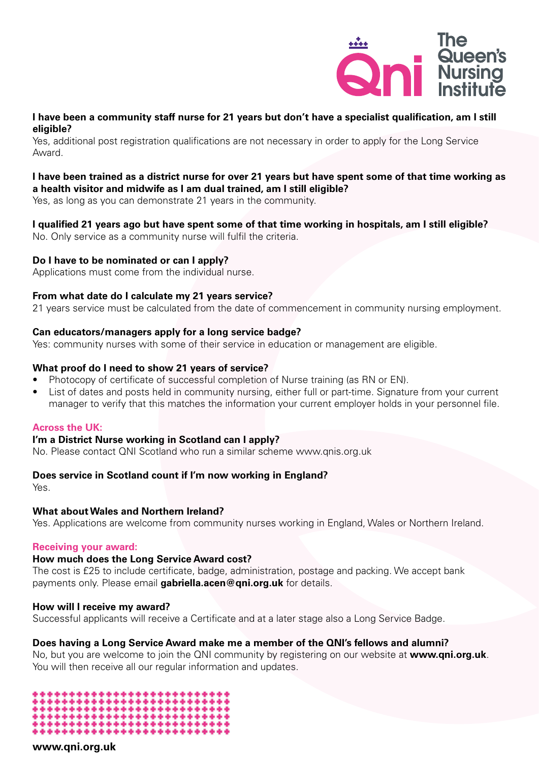**I have been a community staff nurse for 21 years but don't have a specialist qualification, am I still eligible?**
Yes, additional post registration qualifications are not necessary in order to apply for the Long Service Award.

**I have been trained as a district nurse for over 21 years but have spent some of that time working as a health visitor and midwife as I am dual trained, am I still eligible?**
Yes, as long as you can demonstrate 21 years in the community.

**I qualified 21 years ago but have spent some of that time working in hospitals, am I still eligible?**
No. Only service as a community nurse will fulfil the criteria.

**Do I have to be nominated or can I apply?**
Applications must come from the individual nurse.

**From what date do I calculate my 21 years service?**
21 years service must be calculated from the date of commencement in community nursing employment.

**Can educators/managers apply for a long service badge?**
Yes: community nurses with some of their service in education or management are eligible.

**What proof do I need to show 21 years of service?**

- Photocopy of certificate of successful completion of Nurse training (as RN or EN).
- List of dates and posts held in community nursing, either full or part-time. Signature from your current manager to verify that this matches the information your current employer holds in your personnel file.

## Across the UK:

**I'm a District Nurse working in Scotland can I apply?**
No. Please contact QNI Scotland who run a similar scheme www.qnis.org.uk

**Does service in Scotland count if I'm now working in England?**
Yes.

**What about Wales and Northern Ireland?**
Yes. Applications are welcome from community nurses working in England, Wales or Northern Ireland.

## Receiving your award:

**How much does the Long Service Award cost?**
The cost is £25 to include certificate, badge, administration, postage and packing. We accept bank payments only. Please email **gabriella.acen@qni.org.uk** for details.

**How will I receive my award?**
Successful applicants will receive a Certificate and at a later stage also a Long Service Badge.

**Does having a Long Service Award make me a member of the QNI's fellows and alumni?**
No, but you are welcome to join the QNI community by registering on our website at **www.qni.org.uk**. You will then receive all our regular information and updates.

**www.qni.org.uk**